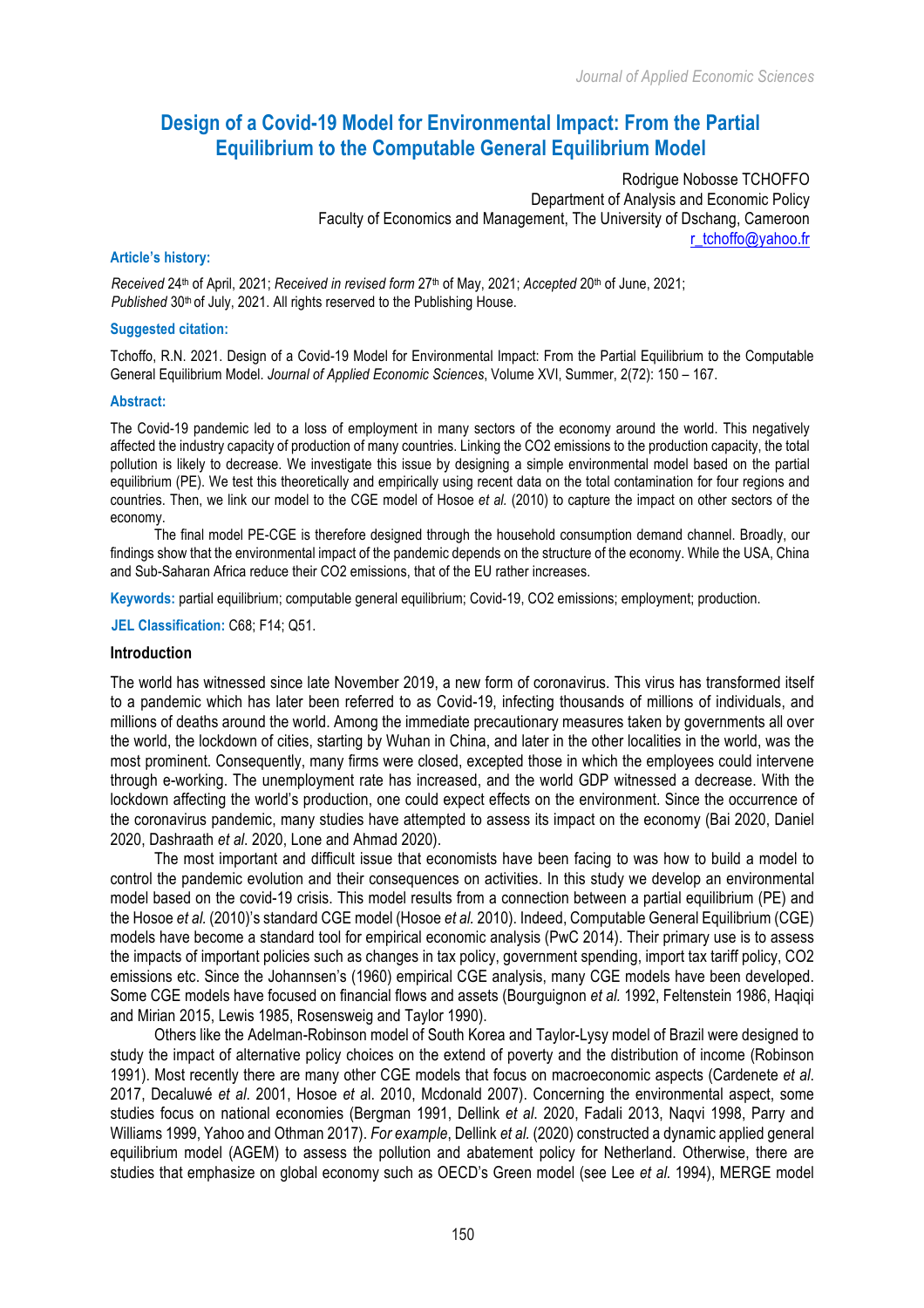# Design of a Covid-19 Model for Environmental Impact: From the Partial Equilibrium to the Computable General Equilibrium Model

Rodrigue Nobosse TCHOFFO
Department of Analysis and Economic Policy
Faculty of Economics and Management, The University of Dschang, Cameroon
r_tchoffo@yahoo.fr

**Article's history:**

*Received* 24th of April, 2021; *Received in revised form* 27th of May, 2021; *Accepted* 20th of June, 2021; *Published* 30th of July, 2021. All rights reserved to the Publishing House.

**Suggested citation:**

Tchoffo, R.N. 2021. Design of a Covid-19 Model for Environmental Impact: From the Partial Equilibrium to the Computable General Equilibrium Model. *Journal of Applied Economic Sciences*, Volume XVI, Summer, 2(72): 150 – 167.

**Abstract:**

The Covid-19 pandemic led to a loss of employment in many sectors of the economy around the world. This negatively affected the industry capacity of production of many countries. Linking the CO2 emissions to the production capacity, the total pollution is likely to decrease. We investigate this issue by designing a simple environmental model based on the partial equilibrium (PE). We test this theoretically and empirically using recent data on the total contamination for four regions and countries. Then, we link our model to the CGE model of Hosoe *et al.* (2010) to capture the impact on other sectors of the economy.

The final model PE-CGE is therefore designed through the household consumption demand channel. Broadly, our findings show that the environmental impact of the pandemic depends on the structure of the economy. While the USA, China and Sub-Saharan Africa reduce their CO2 emissions, that of the EU rather increases.

**Keywords:** partial equilibrium; computable general equilibrium; Covid-19, CO2 emissions; employment; production.

**JEL Classification:** C68; F14; Q51.

## Introduction

The world has witnessed since late November 2019, a new form of coronavirus. This virus has transformed itself to a pandemic which has later been referred to as Covid-19, infecting thousands of millions of individuals, and millions of deaths around the world. Among the immediate precautionary measures taken by governments all over the world, the lockdown of cities, starting by Wuhan in China, and later in the other localities in the world, was the most prominent. Consequently, many firms were closed, excepted those in which the employees could intervene through e-working. The unemployment rate has increased, and the world GDP witnessed a decrease. With the lockdown affecting the world's production, one could expect effects on the environment. Since the occurrence of the coronavirus pandemic, many studies have attempted to assess its impact on the economy (Bai 2020, Daniel 2020, Dashraath *et al.* 2020, Lone and Ahmad 2020).

The most important and difficult issue that economists have been facing to was how to build a model to control the pandemic evolution and their consequences on activities. In this study we develop an environmental model based on the covid-19 crisis. This model results from a connection between a partial equilibrium (PE) and the Hosoe *et al.* (2010)'s standard CGE model (Hosoe *et al.* 2010). Indeed, Computable General Equilibrium (CGE) models have become a standard tool for empirical economic analysis (PwC 2014). Their primary use is to assess the impacts of important policies such as changes in tax policy, government spending, import tax tariff policy, CO2 emissions etc. Since the Johannsen's (1960) empirical CGE analysis, many CGE models have been developed. Some CGE models have focused on financial flows and assets (Bourguignon *et al.* 1992, Feltenstein 1986, Haqiqi and Mirian 2015, Lewis 1985, Rosensweig and Taylor 1990).

Others like the Adelman-Robinson model of South Korea and Taylor-Lysy model of Brazil were designed to study the impact of alternative policy choices on the extend of poverty and the distribution of income (Robinson 1991). Most recently there are many other CGE models that focus on macroeconomic aspects (Cardenete *et al.* 2017, Decaluwé *et al.* 2001, Hosoe *et a*l. 2010, Mcdonald 2007). Concerning the environmental aspect, some studies focus on national economies (Bergman 1991, Dellink *et al.* 2020, Fadali 2013, Naqvi 1998, Parry and Williams 1999, Yahoo and Othman 2017). *For example*, Dellink *et al.* (2020) constructed a dynamic applied general equilibrium model (AGEM) to assess the pollution and abatement policy for Netherland. Otherwise, there are studies that emphasize on global economy such as OECD's Green model (see Lee *et al.* 1994), MERGE model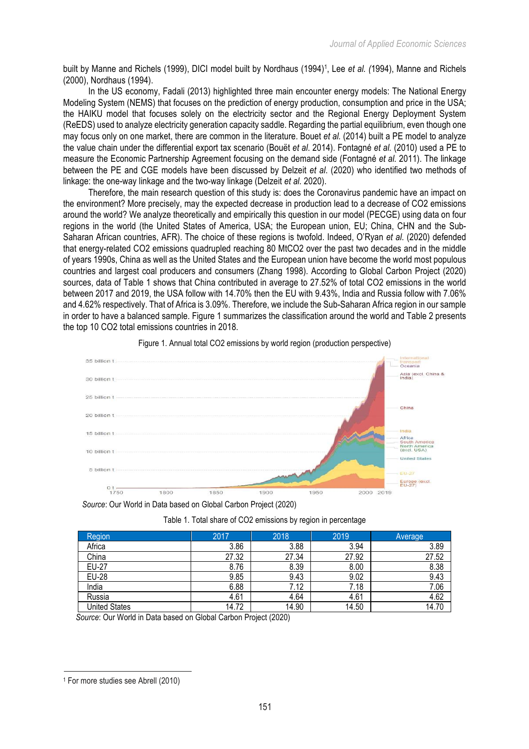built by Manne and Richels (1999), DICI model built by Nordhaus (1994)[1], Lee *et al. (*1994), Manne and Richels (2000), Nordhaus (1994).

In the US economy, Fadali (2013) highlighted three main encounter energy models: The National Energy Modeling System (NEMS) that focuses on the prediction of energy production, consumption and price in the USA; the HAIKU model that focuses solely on the electricity sector and the Regional Energy Deployment System (ReEDS) used to analyze electricity generation capacity saddle. Regarding the partial equilibrium, even though one may focus only on one market, there are common in the literature. Bouet *et al.* (2014) built a PE model to analyze the value chain under the differential export tax scenario (Bouët *et al.* 2014). Fontagné *et al.* (2010) used a PE to measure the Economic Partnership Agreement focusing on the demand side (Fontagné *et al.* 2011). The linkage between the PE and CGE models have been discussed by Delzeit *et al.* (2020) who identified two methods of linkage: the one-way linkage and the two-way linkage (Delzeit *et al.* 2020).

Therefore, the main research question of this study is: does the Coronavirus pandemic have an impact on the environment? More precisely, may the expected decrease in production lead to a decrease of CO2 emissions around the world? We analyze theoretically and empirically this question in our model (PECGE) using data on four regions in the world (the United States of America, USA; the European union, EU; China, CHN and the Sub-Saharan African countries, AFR). The choice of these regions is twofold. Indeed, O'Ryan *et al.* (2020) defended that energy-related CO2 emissions quadrupled reaching 80 MtCO2 over the past two decades and in the middle of years 1990s, China as well as the United States and the European union have become the world most populous countries and largest coal producers and consumers (Zhang 1998). According to Global Carbon Project (2020) sources, data of Table 1 shows that China contributed in average to 27.52% of total CO2 emissions in the world between 2017 and 2019, the USA follow with 14.70% then the EU with 9.43%, India and Russia follow with 7.06% and 4.62% respectively. That of Africa is 3.09%. Therefore, we include the Sub-Saharan Africa region in our sample in order to have a balanced sample. Figure 1 summarizes the classification around the world and Table 2 presents the top 10 CO2 total emissions countries in 2018.

Figure 1. Annual total CO2 emissions by world region (production perspective)

*Source*: Our World in Data based on Global Carbon Project (2020)

Table 1. Total share of CO2 emissions by region in percentage

| Region | 2017 | 2018 | 2019 | Average |
|---|---|---|---|---|
| Africa | 3.86 | 3.88 | 3.94 | 3.89 |
| China | 27.32 | 27.34 | 27.92 | 27.52 |
| EU-27 | 8.76 | 8.39 | 8.00 | 8.38 |
| EU-28 | 9.85 | 9.43 | 9.02 | 9.43 |
| India | 6.88 | 7.12 | 7.18 | 7.06 |
| Russia | 4.61 | 4.64 | 4.61 | 4.62 |
| United States | 14.72 | 14.90 | 14.50 | 14.70 |

*Source*: Our World in Data based on Global Carbon Project (2020)

[1] For more studies see Abrell (2010)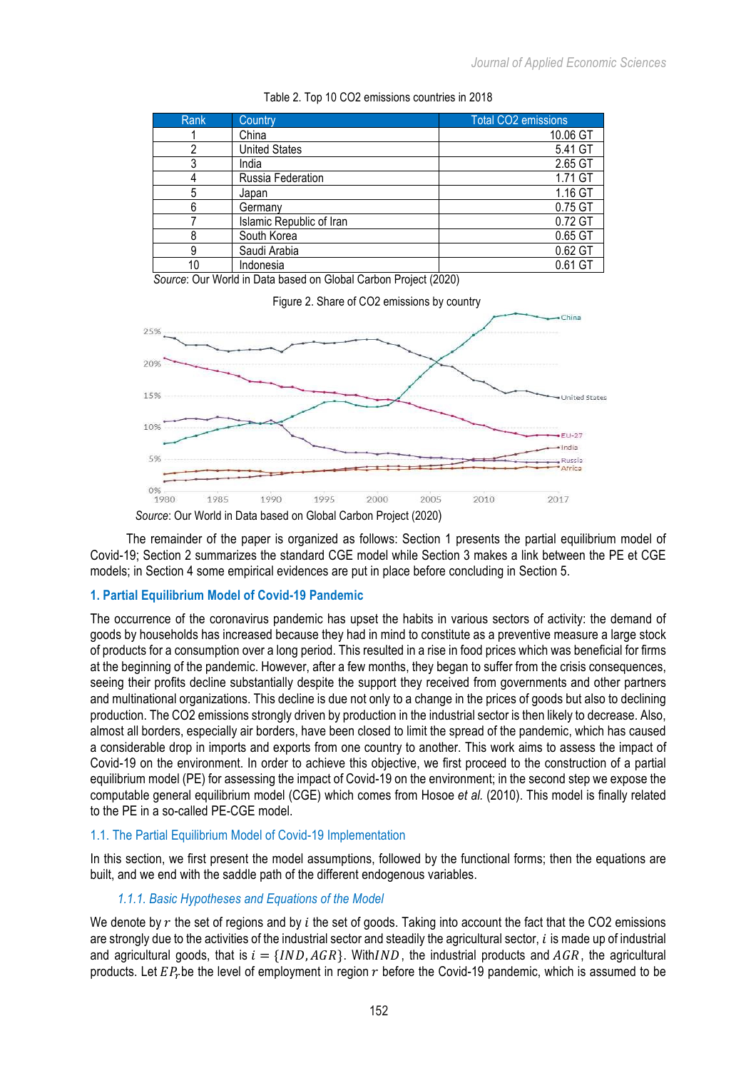Table 2. Top 10 CO2 emissions countries in 2018

| Rank | Country | Total CO2 emissions |
|---|---|---|
| 1 | China | 10.06 GT |
| 2 | United States | 5.41 GT |
| 3 | India | 2.65 GT |
| 4 | Russia Federation | 1.71 GT |
| 5 | Japan | 1.16 GT |
| 6 | Germany | 0.75 GT |
| 7 | Islamic Republic of Iran | 0.72 GT |
| 8 | South Korea | 0.65 GT |
| 9 | Saudi Arabia | 0.62 GT |
| 10 | Indonesia | 0.61 GT |

*Source*: Our World in Data based on Global Carbon Project (2020)

Figure 2. Share of CO2 emissions by country

*Source*: Our World in Data based on Global Carbon Project (2020)

The remainder of the paper is organized as follows: Section 1 presents the partial equilibrium model of Covid-19; Section 2 summarizes the standard CGE model while Section 3 makes a link between the PE et CGE models; in Section 4 some empirical evidences are put in place before concluding in Section 5.

## 1. Partial Equilibrium Model of Covid-19 Pandemic

The occurrence of the coronavirus pandemic has upset the habits in various sectors of activity: the demand of goods by households has increased because they had in mind to constitute as a preventive measure a large stock of products for a consumption over a long period. This resulted in a rise in food prices which was beneficial for firms at the beginning of the pandemic. However, after a few months, they began to suffer from the crisis consequences, seeing their profits decline substantially despite the support they received from governments and other partners and multinational organizations. This decline is due not only to a change in the prices of goods but also to declining production. The CO2 emissions strongly driven by production in the industrial sector is then likely to decrease. Also, almost all borders, especially air borders, have been closed to limit the spread of the pandemic, which has caused a considerable drop in imports and exports from one country to another. This work aims to assess the impact of Covid-19 on the environment. In order to achieve this objective, we first proceed to the construction of a partial equilibrium model (PE) for assessing the impact of Covid-19 on the environment; in the second step we expose the computable general equilibrium model (CGE) which comes from Hosoe *et al.* (2010). This model is finally related to the PE in a so-called PE-CGE model.

### 1.1. The Partial Equilibrium Model of Covid-19 Implementation

In this section, we first present the model assumptions, followed by the functional forms; then the equations are built, and we end with the saddle path of the different endogenous variables.

#### *1.1.1. Basic Hypotheses and Equations of the Model*

We denote by $r$ the set of regions and by $i$ the set of goods. Taking into account the fact that the CO2 emissions are strongly due to the activities of the industrial sector and steadily the agricultural sector, $i$ is made up of industrial and agricultural goods, that is $i = \{IND, AGR\}$. With $IND$, the industrial products and $AGR$, the agricultural products. Let $EP_r$ be the level of employment in region $r$ before the Covid-19 pandemic, which is assumed to be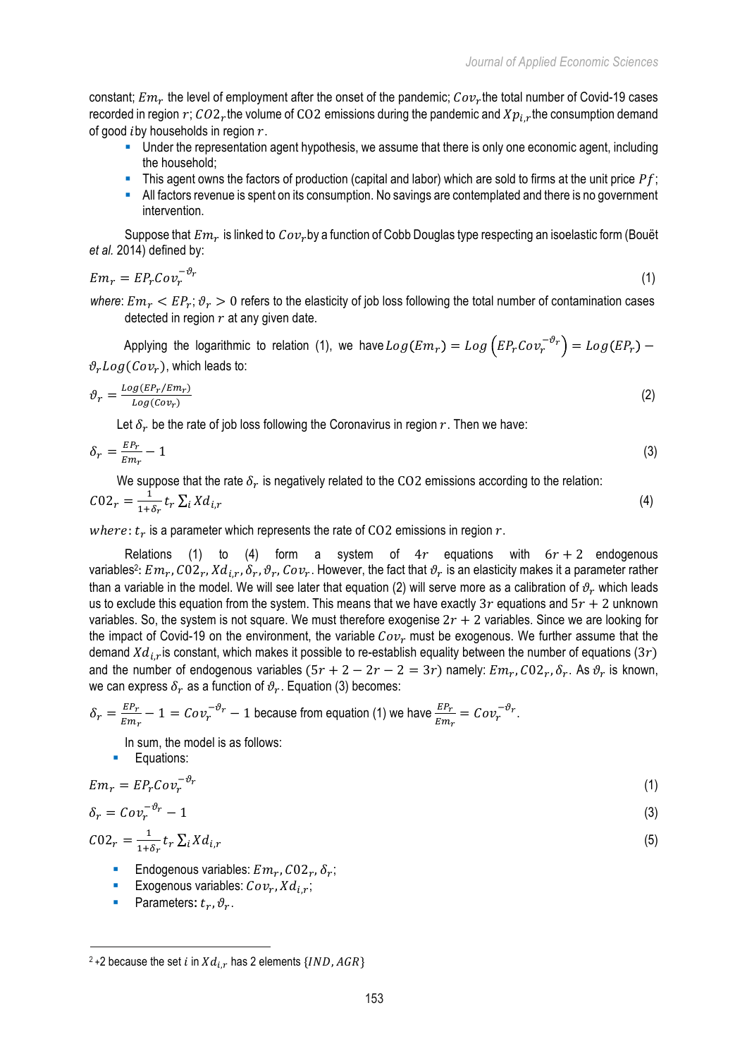constant; $Em_r$ the level of employment after the onset of the pandemic; $Cov_r$ the total number of Covid-19 cases recorded in region $r$; $CO2_r$ the volume of $\text{CO2}$ emissions during the pandemic and $Xp_{i,r}$ the consumption demand of good $i$ by households in region $r$.

- Under the representation agent hypothesis, we assume that there is only one economic agent, including the household;
- This agent owns the factors of production (capital and labor) which are sold to firms at the unit price $Pf$;
- All factors revenue is spent on its consumption. No savings are contemplated and there is no government intervention.

Suppose that $Em_r$ is linked to $Cov_r$ by a function of Cobb Douglas type respecting an isoelastic form (Bouët *et al.* 2014) defined by:

$$Em_r = EP_r Cov_r^{-\vartheta_r} \tag{1}$$

*where*: $Em_r < EP_r$; $\vartheta_r > 0$ refers to the elasticity of job loss following the total number of contamination cases detected in region $r$ at any given date.

Applying the logarithmic to relation (1), we have $Log(Em_r) = Log\left(EP_r Cov_r^{-\vartheta_r}\right) = Log(EP_r) - \vartheta_r Log(Cov_r)$, which leads to:

$$\vartheta_r = \frac{Log(EP_r/Em_r)}{Log(Cov_r)} \tag{2}$$

Let $\delta_r$ be the rate of job loss following the Coronavirus in region $r$. Then we have:

$$\delta_r = \frac{EP_r}{Em_r} - 1 \tag{3}$$

We suppose that the rate $\delta_r$ is negatively related to the $\text{CO2}$ emissions according to the relation:

$$C02_r = \frac{1}{1+\delta_r} t_r \sum_i Xd_{i,r} \tag{4}$$

$where$: $t_r$ is a parameter which represents the rate of $\text{CO2}$ emissions in region $r$.

Relations (1) to (4) form a system of $4r$ equations with $6r + 2$ endogenous variables[2]: $Em_r, C02_r, Xd_{i,r}, \delta_r, \vartheta_r, Cov_r$. However, the fact that $\vartheta_r$ is an elasticity makes it a parameter rather than a variable in the model. We will see later that equation (2) will serve more as a calibration of $\vartheta_r$ which leads us to exclude this equation from the system. This means that we have exactly $3r$ equations and $5r + 2$ unknown variables. So, the system is not square. We must therefore exogenise $2r + 2$ variables. Since we are looking for the impact of Covid-19 on the environment, the variable $Cov_r$ must be exogenous. We further assume that the demand $Xd_{i,r}$ is constant, which makes it possible to re-establish equality between the number of equations ($3r$) and the number of endogenous variables ($5r + 2 - 2r - 2 = 3r$) namely: $Em_r, C02_r, \delta_r$. As $\vartheta_r$ is known, we can express $\delta_r$ as a function of $\vartheta_r$. Equation (3) becomes:

$\delta_r = \frac{EP_r}{Em_r} - 1 = Cov_r^{-\vartheta_r} - 1$ because from equation (1) we have $\frac{EP_r}{Em_r} = Cov_r^{-\vartheta_r}$.

In sum, the model is as follows:

- Equations:

$$Em_r = EP_r Cov_r^{-\vartheta_r} \tag{1}$$

$$\delta_r = Cov_r^{-\vartheta_r} - 1 \tag{3}$$

$$C02_r = \frac{1}{1+\delta_r} t_r \sum_i Xd_{i,r} \tag{5}$$

- Endogenous variables: $Em_r, C02_r, \delta_r$;
- Exogenous variables: $Cov_r, Xd_{i,r}$;
- Parameters**:** $t_r, \vartheta_r$.

---

[2] +2 because the set $i$ in $Xd_{i,r}$ has 2 elements $\{IND, AGR\}$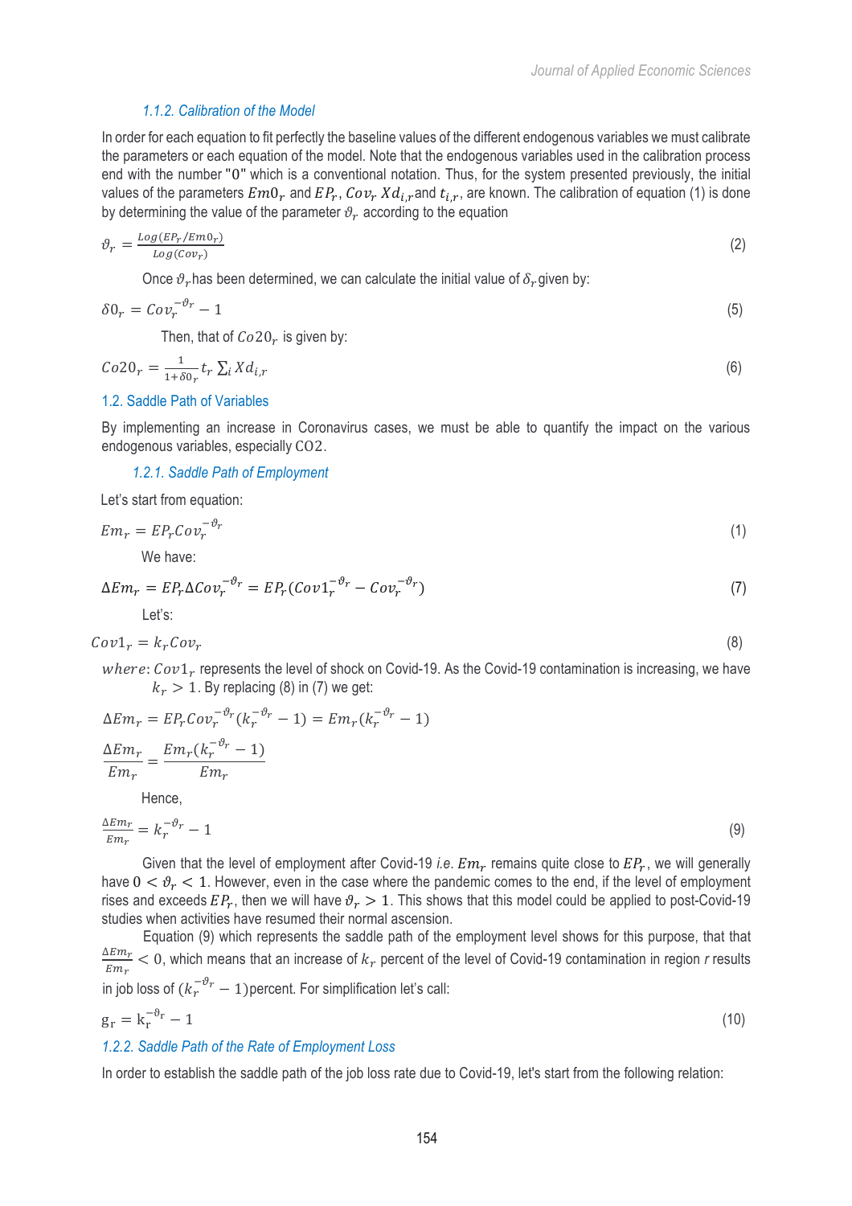### 1.1.2. Calibration of the Model

In order for each equation to fit perfectly the baseline values of the different endogenous variables we must calibrate the parameters or each equation of the model. Note that the endogenous variables used in the calibration process end with the number "0" which is a conventional notation. Thus, for the system presented previously, the initial values of the parameters $Em0_r$ and $EP_r$, $Cov_r$ $Xd_{i,r}$ and $t_{i,r}$, are known. The calibration of equation (1) is done by determining the value of the parameter $\vartheta_r$ according to the equation

$$\vartheta_r = \frac{Log(EP_r/Em0_r)}{Log(Cov_r)} \tag{2}$$

Once $\vartheta_r$ has been determined, we can calculate the initial value of $\delta_r$ given by:

$$\delta 0_r = Cov_r^{-\vartheta_r} - 1 \tag{5}$$

Then, that of $Co20_r$ is given by:

$$Co20_r = \frac{1}{1+\delta 0_r} t_r \sum_i Xd_{i,r} \tag{6}$$

## 1.2. Saddle Path of Variables

By implementing an increase in Coronavirus cases, we must be able to quantify the impact on the various endogenous variables, especially $CO2$.

### 1.2.1. Saddle Path of Employment

Let's start from equation:

$$Em_r = EP_r Cov_r^{-\vartheta_r} \tag{1}$$

We have:

$$\Delta Em_r = EP_r \Delta Cov_r^{-\vartheta_r} = EP_r (Cov1_r^{-\vartheta_r} - Cov_r^{-\vartheta_r}) \tag{7}$$

Let's:

$$Cov1_r = k_r Cov_r \tag{8}$$

$where$: $Cov1_r$ represents the level of shock on Covid-19. As the Covid-19 contamination is increasing, we have $k_r > 1$. By replacing (8) in (7) we get:

$$\Delta Em_r = EP_r Cov_r^{-\vartheta_r}(k_r^{-\vartheta_r} - 1) = Em_r(k_r^{-\vartheta_r} - 1)$$

$$\frac{\Delta Em_r}{Em_r} = \frac{Em_r(k_r^{-\vartheta_r} - 1)}{Em_r}$$

Hence,

$$\frac{\Delta Em_r}{Em_r} = k_r^{-\vartheta_r} - 1 \tag{9}$$

Given that the level of employment after Covid-19 *i.e.* $Em_r$ remains quite close to $EP_r$, we will generally have $0 < \vartheta_r < 1$. However, even in the case where the pandemic comes to the end, if the level of employment rises and exceeds $EP_r$, then we will have $\vartheta_r > 1$. This shows that this model could be applied to post-Covid-19 studies when activities have resumed their normal ascension.

Equation (9) which represents the saddle path of the employment level shows for this purpose, that that $\frac{\Delta Em_r}{Em_r} < 0$, which means that an increase of $k_r$ percent of the level of Covid-19 contamination in region *r* results in job loss of $(k_r^{-\vartheta_r} - 1)$percent. For simplification let's call:

$$g_r = k_r^{-\vartheta_r} - 1 \tag{10}$$

### 1.2.2. Saddle Path of the Rate of Employment Loss

In order to establish the saddle path of the job loss rate due to Covid-19, let's start from the following relation: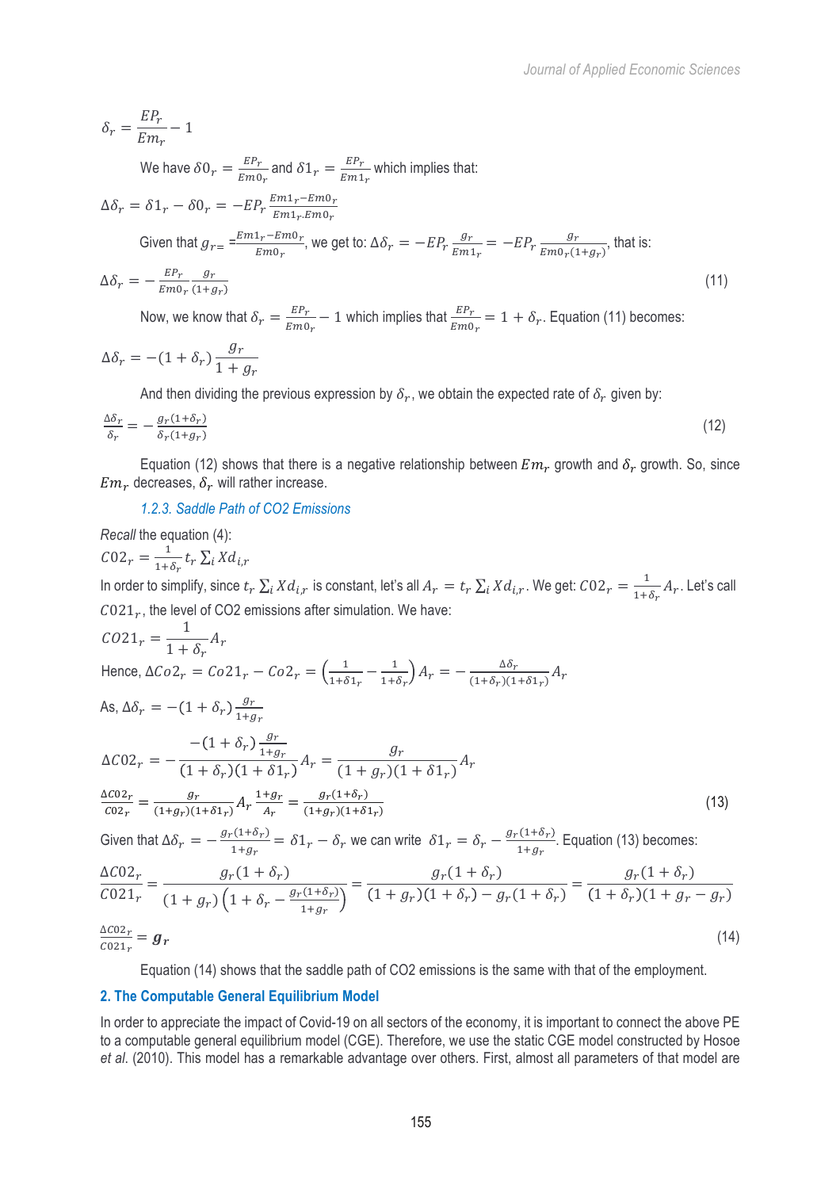$$\delta_r = \frac{EP_r}{Em_r} - 1$$

We have $\delta 0_r = \frac{EP_r}{Em0_r}$ and $\delta 1_r = \frac{EP_r}{Em1_r}$ which implies that:

$$\Delta\delta_r = \delta 1_r - \delta 0_r = -EP_r \frac{Em1_r - Em0_r}{Em1_r . Em0_r}$$

Given that $g_{r=} = \frac{Em1_r - Em0_r}{Em0_r}$, we get to: $\Delta\delta_r = -EP_r \frac{g_r}{Em1_r} = -EP_r \frac{g_r}{Em0_r(1+g_r)}$, that is:

$$\Delta\delta_r = -\frac{EP_r}{Em0_r} \frac{g_r}{(1+g_r)} \tag{11}$$

Now, we know that $\delta_r = \frac{EP_r}{Em0_r} - 1$ which implies that $\frac{EP_r}{Em0_r} = 1 + \delta_r$. Equation (11) becomes:

$$\Delta\delta_r = -(1+\delta_r)\frac{g_r}{1+g_r}$$

And then dividing the previous expression by $\delta_r$, we obtain the expected rate of $\delta_r$ given by:

$$\frac{\Delta\delta_r}{\delta_r} = -\frac{g_r(1+\delta_r)}{\delta_r(1+g_r)} \tag{12}$$

Equation (12) shows that there is a negative relationship between $Em_r$ growth and $\delta_r$ growth. So, since $Em_r$ decreases, $\delta_r$ will rather increase.

### 1.2.3. Saddle Path of CO2 Emissions

*Recall* the equation (4):

$$C02_r = \frac{1}{1+\delta_r} t_r \sum_i Xd_{i,r}$$

In order to simplify, since $t_r \sum_i Xd_{i,r}$ is constant, let's all $A_r = t_r \sum_i Xd_{i,r}$. We get: $C02_r = \frac{1}{1+\delta_r} A_r$. Let's call $C021_r$, the level of CO2 emissions after simulation. We have:

$$C021_r = \frac{1}{1+\delta_r} A_r$$

Hence, $\Delta Co2_r = Co21_r - Co2_r = \left(\frac{1}{1+\delta 1_r} - \frac{1}{1+\delta_r}\right) A_r = -\frac{\Delta\delta_r}{(1+\delta_r)(1+\delta 1_r)} A_r$

As, $\Delta\delta_r = -(1+\delta_r)\frac{g_r}{1+g_r}$

$$\Delta C02_r = -\frac{-(1+\delta_r)\frac{g_r}{1+g_r}}{(1+\delta_r)(1+\delta 1_r)} A_r = \frac{g_r}{(1+g_r)(1+\delta 1_r)} A_r$$

$$\frac{\Delta C02_r}{C02_r} = \frac{g_r}{(1+g_r)(1+\delta 1_r)} A_r \frac{1+g_r}{A_r} = \frac{g_r(1+\delta_r)}{(1+g_r)(1+\delta 1_r)} \tag{13}$$

Given that $\Delta\delta_r = -\frac{g_r(1+\delta_r)}{1+g_r} = \delta 1_r - \delta_r$ we can write $\delta 1_r = \delta_r - \frac{g_r(1+\delta_r)}{1+g_r}$. Equation (13) becomes:

$$\frac{\Delta C02_r}{C021_r} = \frac{g_r(1+\delta_r)}{(1+g_r)\left(1+\delta_r - \frac{g_r(1+\delta_r)}{1+g_r}\right)} = \frac{g_r(1+\delta_r)}{(1+g_r)(1+\delta_r) - g_r(1+\delta_r)} = \frac{g_r(1+\delta_r)}{(1+\delta_r)(1+g_r-g_r)}$$

$$\frac{\Delta C02_r}{C021_r} = \boldsymbol{g_r} \tag{14}$$

Equation (14) shows that the saddle path of CO2 emissions is the same with that of the employment.

## 2. The Computable General Equilibrium Model

In order to appreciate the impact of Covid-19 on all sectors of the economy, it is important to connect the above PE to a computable general equilibrium model (CGE). Therefore, we use the static CGE model constructed by Hosoe *et al*. (2010). This model has a remarkable advantage over others. First, almost all parameters of that model are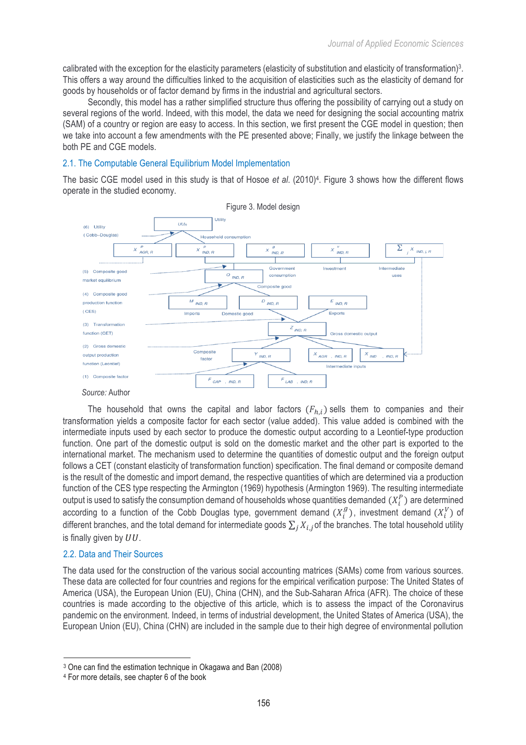calibrated with the exception for the elasticity parameters (elasticity of substitution and elasticity of transformation)[3]. This offers a way around the difficulties linked to the acquisition of elasticities such as the elasticity of demand for goods by households or of factor demand by firms in the industrial and agricultural sectors.

Secondly, this model has a rather simplified structure thus offering the possibility of carrying out a study on several regions of the world. Indeed, with this model, the data we need for designing the social accounting matrix (SAM) of a country or region are easy to access. In this section, we first present the CGE model in question; then we take into account a few amendments with the PE presented above; Finally, we justify the linkage between the both PE and CGE models.

## 2.1. The Computable General Equilibrium Model Implementation

The basic CGE model used in this study is that of Hosoe *et al.* (2010)[4]. Figure 3 shows how the different flows operate in the studied economy.

Figure 3. Model design

(6) Utility (Cobb–Douglas) — Utility $UU_R$; Household consumption: $X^p_{AGR,R}$, $X^p_{IND,R}$; Government consumption $X^g_{IND,R}$; Investment $X^v_{IND,R}$; Intermediate uses $\sum_j X_{IND,j,R}$

(5) Composite good market equilibrium — Composite good $Q_{IND,R}$

(4) Composite good production function (CES) — Imports $M_{IND,R}$; Domestic good $D_{IND,R}$; Exports $E_{IND,R}$

(3) Transformation function (CET) — Gross domestic output $Z_{IND,R}$

(2) Gross domestic output production function (Leontief) — Composite factor $Y_{IND,R}$; Intermediate inputs $X_{AGR,IND,R}$, $X_{IND,IND,R}$

(1) Composite factor — $F_{CAP,IND,R}$, $F_{LAB,IND,R}$

*Source:* Author

The household that owns the capital and labor factors $(F_{h,i})$ sells them to companies and their transformation yields a composite factor for each sector (value added). This value added is combined with the intermediate inputs used by each sector to produce the domestic output according to a Leontief-type production function. One part of the domestic output is sold on the domestic market and the other part is exported to the international market. The mechanism used to determine the quantities of domestic output and the foreign output follows a CET (constant elasticity of transformation function) specification. The final demand or composite demand is the result of the domestic and import demand, the respective quantities of which are determined via a production function of the CES type respecting the Armington (1969) hypothesis (Armington 1969). The resulting intermediate output is used to satisfy the consumption demand of households whose quantities demanded $(X_i^P)$ are determined according to a function of the Cobb Douglas type, government demand $(X_i^g)$, investment demand $(X_i^V)$ of different branches, and the total demand for intermediate goods $\sum_j X_{i,j}$ of the branches. The total household utility is finally given by $UU$.

## 2.2. Data and Their Sources

The data used for the construction of the various social accounting matrices (SAMs) come from various sources. These data are collected for four countries and regions for the empirical verification purpose: The United States of America (USA), the European Union (EU), China (CHN), and the Sub-Saharan Africa (AFR). The choice of these countries is made according to the objective of this article, which is to assess the impact of the Coronavirus pandemic on the environment. Indeed, in terms of industrial development, the United States of America (USA), the European Union (EU), China (CHN) are included in the sample due to their high degree of environmental pollution

---

[3] One can find the estimation technique in Okagawa and Ban (2008)

[4] For more details, see chapter 6 of the book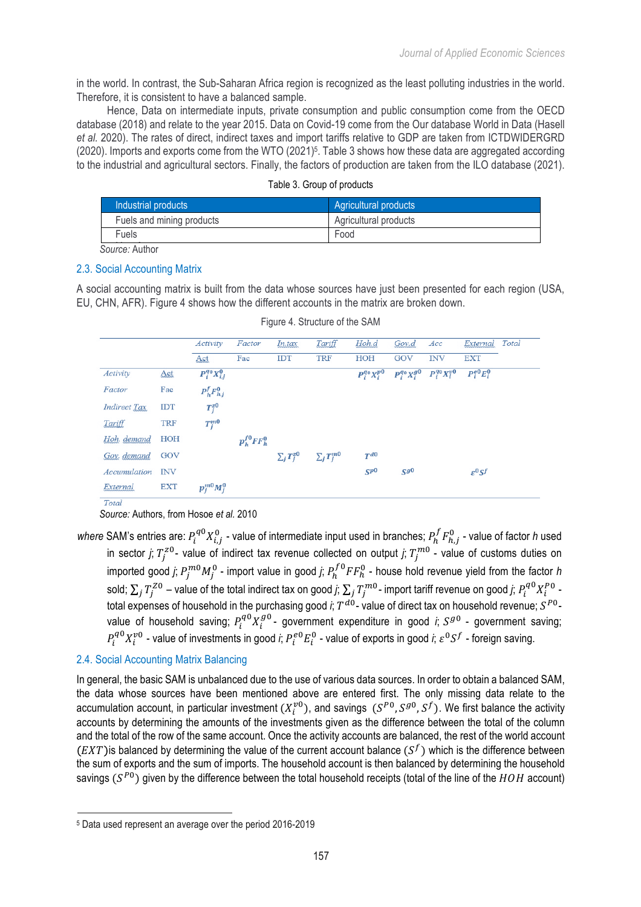in the world. In contrast, the Sub-Saharan Africa region is recognized as the least polluting industries in the world. Therefore, it is consistent to have a balanced sample.

Hence, Data on intermediate inputs, private consumption and public consumption come from the OECD database (2018) and relate to the year 2015. Data on Covid-19 come from the Our database World in Data (Hasell *et al.* 2020). The rates of direct, indirect taxes and import tariffs relative to GDP are taken from ICTDWIDERGRD (2020). Imports and exports come from the WTO (2021)[5]. Table 3 shows how these data are aggregated according to the industrial and agricultural sectors. Finally, the factors of production are taken from the ILO database (2021).

Table 3. Group of products

| Industrial products | Agricultural products |
|---|---|
| Fuels and mining products | Agricultural products |
| Fuels | Food |

*Source:* Author

## 2.3. Social Accounting Matrix

A social accounting matrix is built from the data whose sources have just been presented for each region (USA, EU, CHN, AFR). Figure 4 shows how the different accounts in the matrix are broken down.

Figure 4. Structure of the SAM

| | | Activity | Factor | In.tax | Tariff | Hoh.d | Gov.d | Acc | External | Total |
|---|---|---|---|---|---|---|---|---|---|---|
| | | Act | Fac | IDT | TRF | HOH | GOV | INV | EXT | |
| Activity | Act | $P_i^{q0}X_{i,j}^0$ | | | | $P_i^{q0}X_i^{p0}$ | $P_i^{q0}X_i^{g0}$ | $P_i^{q0}X_i^{v0}$ | $P_i^{e0}E_i^0$ | |
| Factor | Fac | $P_h^f F_{h,j}^0$ | | | | | | | | |
| Indirect Tax | IDT | $T_j^{z0}$ | | | | | | | | |
| Tariff | TRF | $T_j^{m0}$ | | | | | | | | |
| Hoh. demand | HOH | | $p_h^{f0}FF_h^0$ | | | | | | | |
| Gov. demand | GOV | | | $\sum_j T_j^{z0}$ | $\sum_j T_j^{m0}$ | $T^{d0}$ | | | | |
| Accumulation | INV | | | | | $S^{p0}$ | $S^{g0}$ | | $\varepsilon^0 S^f$ | |
| External | EXT | $p_j^{m0}M_j^0$ | | | | | | | | |
| Total | | | | | | | | | | |

*Source:* Authors, from Hosoe *et al.* 2010

*where* SAM's entries are: $P_i^{q0}X_{i,j}^0$ - value of intermediate input used in branches; $P_h^f F_{h,j}^0$ - value of factor *h* used in sector *j*; $T_j^{z0}$ - value of indirect tax revenue collected on output *j*; $T_j^{m0}$ - value of customs duties on imported good *j*; $P_j^{m0}M_j^0$ - import value in good *j*; $P_h^{f0}FF_h^0$ - house hold revenue yield from the factor *h* sold; $\sum_j T_j^{Z0}$ – value of the total indirect tax on good *j*; $\sum_j T_j^{m0}$ - import tariff revenue on good *j*; $P_i^{q0}X_i^{P0}$ - total expenses of household in the purchasing good *i*; $T^{d0}$ - value of direct tax on household revenue; $S^{P0}$ - value of household saving; $P_i^{q0}X_i^{g0}$ - government expenditure in good *i*; $S^{g0}$ - government saving; $P_i^{q0}X_i^{v0}$ - value of investments in good *i*; $P_i^{e0}E_i^0$ - value of exports in good *i*; $\varepsilon^0 S^f$ - foreign saving.

## 2.4. Social Accounting Matrix Balancing

In general, the basic SAM is unbalanced due to the use of various data sources. In order to obtain a balanced SAM, the data whose sources have been mentioned above are entered first. The only missing data relate to the accumulation account, in particular investment ($X_i^{v0}$), and savings ($S^{P0}, S^{g0}, S^f$). We first balance the activity accounts by determining the amounts of the investments given as the difference between the total of the column and the total of the row of the same account. Once the activity accounts are balanced, the rest of the world account ($EXT$)is balanced by determining the value of the current account balance ($S^f$) which is the difference between the sum of exports and the sum of imports. The household account is then balanced by determining the household savings ($S^{P0}$) given by the difference between the total household receipts (total of the line of the $HOH$ account)

[5] Data used represent an average over the period 2016-2019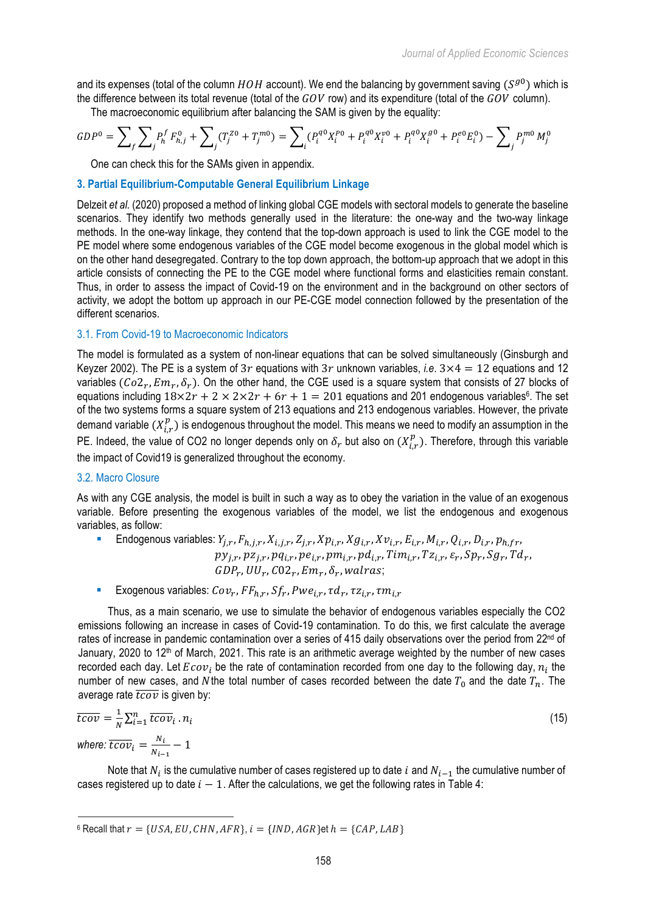and its expenses (total of the column $HOH$ account). We end the balancing by government saving ($S^{g0}$) which is the difference between its total revenue (total of the $GOV$ row) and its expenditure (total of the $GOV$ column).

The macroeconomic equilibrium after balancing the SAM is given by the equality:

$$GDP^0 = \sum_f \sum_j P_h^f F_{h,j}^0 + \sum_j (T_j^{z0} + T_j^{m0}) = \sum_i (P_i^{q0} X_i^{P0} + P_i^{q0} X_i^{v0} + P_i^{q0} X_i^{g0} + P_i^{e0} E_i^0) - \sum_j P_j^{m0} M_j^0$$

One can check this for the SAMs given in appendix.

## 3. Partial Equilibrium-Computable General Equilibrium Linkage

Delzeit *et al.* (2020) proposed a method of linking global CGE models with sectoral models to generate the baseline scenarios. They identify two methods generally used in the literature: the one-way and the two-way linkage methods. In the one-way linkage, they contend that the top-down approach is used to link the CGE model to the PE model where some endogenous variables of the CGE model become exogenous in the global model which is on the other hand desegregated. Contrary to the top down approach, the bottom-up approach that we adopt in this article consists of connecting the PE to the CGE model where functional forms and elasticities remain constant. Thus, in order to assess the impact of Covid-19 on the environment and in the background on other sectors of activity, we adopt the bottom up approach in our PE-CGE model connection followed by the presentation of the different scenarios.

### 3.1. From Covid-19 to Macroeconomic Indicators

The model is formulated as a system of non-linear equations that can be solved simultaneously (Ginsburgh and Keyzer 2002). The PE is a system of $3r$ equations with $3r$ unknown variables, *i.e.* $3{\times}4 = 12$ equations and 12 variables ($Co2_r, Em_r, \delta_r$). On the other hand, the CGE used is a square system that consists of 27 blocks of equations including $18{\times}2r + 2 \times 2{\times}2r + 6r + 1 = 201$ equations and 201 endogenous variables[6]. The set of the two systems forms a square system of 213 equations and 213 endogenous variables. However, the private demand variable ($X_{i,r}^p$) is endogenous throughout the model. This means we need to modify an assumption in the PE. Indeed, the value of CO2 no longer depends only on $\delta_r$ but also on ($X_{i,r}^p$). Therefore, through this variable the impact of Covid19 is generalized throughout the economy.

### 3.2. Macro Closure

As with any CGE analysis, the model is built in such a way as to obey the variation in the value of an exogenous variable. Before presenting the exogenous variables of the model, we list the endogenous and exogenous variables, as follow:

- Endogenous variables: $Y_{j,r}, F_{h,j,r}, X_{i,j,r}, Z_{j,r}, Xp_{i,r}, Xg_{i,r}, Xv_{i,r}, E_{i,r}, M_{i,r}, Q_{i,r}, D_{i,r}, p_{h,fr}, py_{j,r}, pz_{j,r}, pq_{i,r}, pe_{i,r}, pm_{i,r}, pd_{i,r}, Tim_{i,r}, Tz_{i,r}, \varepsilon_r, Sp_r, Sg_r, Td_r, GDP_r, UU_r, C02_r, Em_r, \delta_r, walras$;
- Exogenous variables: $Cov_r, FF_{h,r}, Sf_r, Pwe_{i,r}, \tau d_r, \tau z_{i,r}, \tau m_{i,r}$

Thus, as a main scenario, we use to simulate the behavior of endogenous variables especially the CO2 emissions following an increase in cases of Covid-19 contamination. To do this, we first calculate the average rates of increase in pandemic contamination over a series of 415 daily observations over the period from 22nd of January, 2020 to 12th of March, 2021. This rate is an arithmetic average weighted by the number of new cases recorded each day. Let $Ecov_i$ be the rate of contamination recorded from one day to the following day, $n_i$ the number of new cases, and $N$ the total number of cases recorded between the date $T_0$ and the date $T_n$. The average rate $\overline{tcov}$ is given by:

$$\overline{tcov} = \frac{1}{N} \sum_{i=1}^{n} \overline{tcov}_i \,.\, n_i \tag{15}$$

*where:* $\overline{tcov}_i = \frac{N_i}{N_{i-1}} - 1$

Note that $N_i$ is the cumulative number of cases registered up to date $i$ and $N_{i-1}$ the cumulative number of cases registered up to date $i - 1$. After the calculations, we get the following rates in Table 4:

[6] Recall that $r = \{USA, EU, CHN, AFR\}$, $i = \{IND, AGR\}$et $h = \{CAP, LAB\}$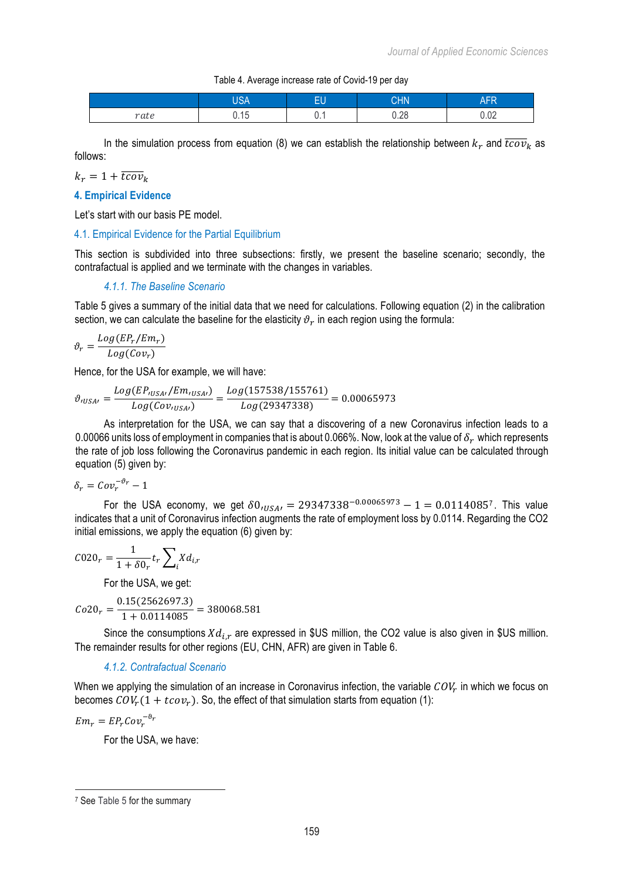Table 4. Average increase rate of Covid-19 per day

| | USA | EU | CHN | AFR |
|---|---|---|---|---|
| $rate$ | 0.15 | 0.1 | 0.28 | 0.02 |

In the simulation process from equation (8) we can establish the relationship between $k_r$ and $\overline{tcov}_k$ as follows:

$$k_r = 1 + \overline{tcov}_k$$

## 4. Empirical Evidence

Let's start with our basis PE model.

### 4.1. Empirical Evidence for the Partial Equilibrium

This section is subdivided into three subsections: firstly, we present the baseline scenario; secondly, the contrafactual is applied and we terminate with the changes in variables.

#### *4.1.1. The Baseline Scenario*

Table 5 gives a summary of the initial data that we need for calculations. Following equation (2) in the calibration section, we can calculate the baseline for the elasticity $\vartheta_r$ in each region using the formula:

$$\vartheta_r = \frac{Log(EP_r/Em_r)}{Log(Cov_r)}$$

Hence, for the USA for example, we will have:

$$\vartheta_{'USA'} = \frac{Log(EP_{'USA'}/Em_{'USA'})}{Log(Cov_{'USA'})} = \frac{Log(157538/155761)}{Log(29347338)} = 0.00065973$$

As interpretation for the USA, we can say that a discovering of a new Coronavirus infection leads to a 0.00066 units loss of employment in companies that is about 0.066%. Now, look at the value of $\delta_r$ which represents the rate of job loss following the Coronavirus pandemic in each region. Its initial value can be calculated through equation (5) given by:

$$\delta_r = Cov_r^{-\vartheta_r} - 1$$

For the USA economy, we get $\delta 0_{'USA'} = 29347338^{-0.00065973} - 1 = 0.01140857$[7]. This value indicates that a unit of Coronavirus infection augments the rate of employment loss by 0.0114. Regarding the CO2 initial emissions, we apply the equation (6) given by:

$$CO20_r = \frac{1}{1 + \delta 0_r} t_r \sum_i Xd_{i,r}$$

For the USA, we get:

$$Co20_r = \frac{0.15(2562697.3)}{1 + 0.0114085} = 380068.581$$

Since the consumptions $Xd_{i,r}$ are expressed in $US million, the CO2 value is also given in $US million. The remainder results for other regions (EU, CHN, AFR) are given in Table 6.

#### *4.1.2. Contrafactual Scenario*

When we applying the simulation of an increase in Coronavirus infection, the variable $COV_r$ in which we focus on becomes $COV_r(1 + tcov_r)$. So, the effect of that simulation starts from equation (1):

$$Em_r = EP_r Cov_r^{-\vartheta_r}$$

For the USA, we have:

---

[7] See Table 5 for the summary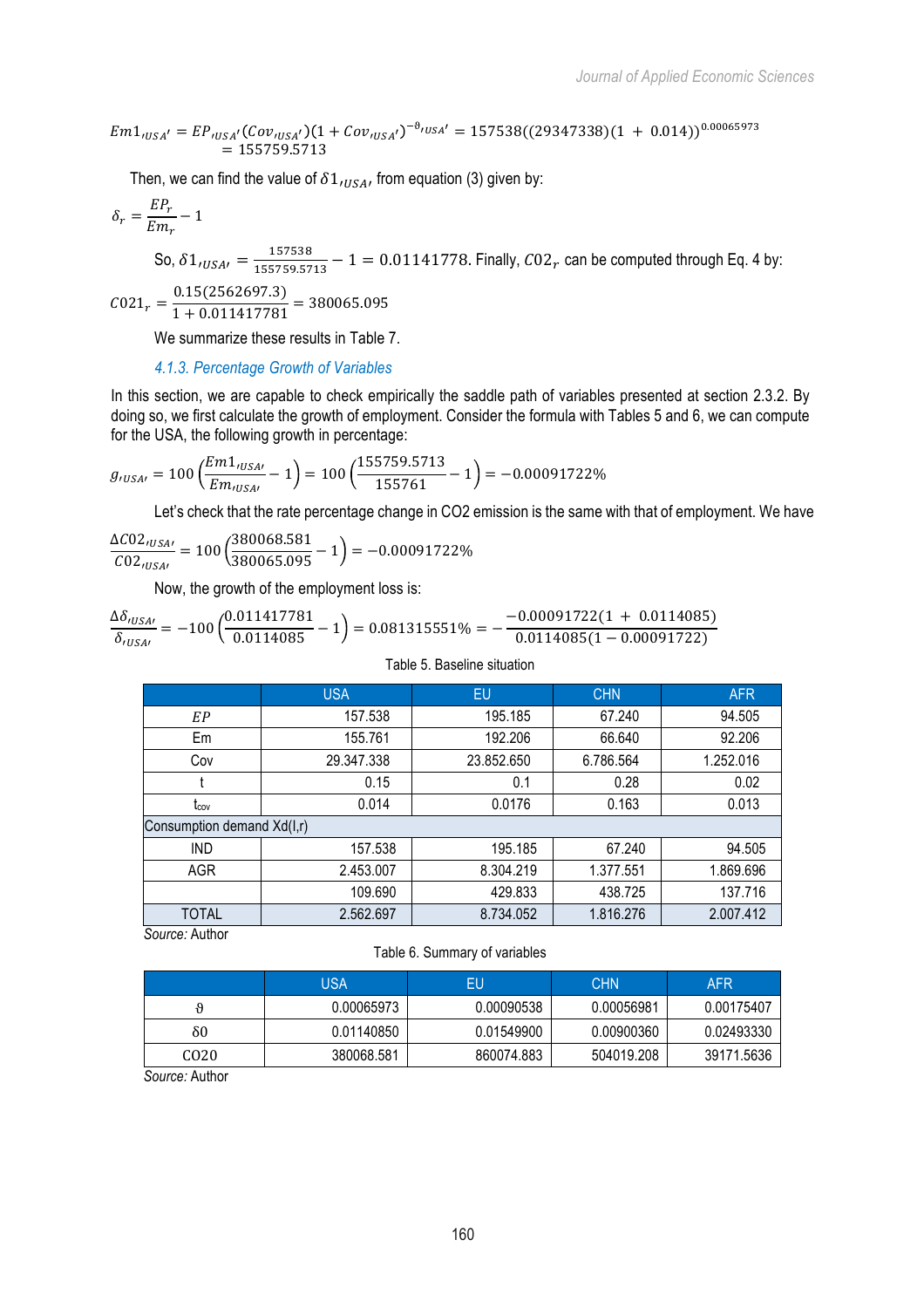$$Em1_{\prime USA^{\prime}} = EP_{\prime USA^{\prime}}(Cov_{\prime USA^{\prime}})(1 + Cov_{\prime USA^{\prime}})^{-\vartheta_{\prime USA^{\prime}}} = 157538((29347338)(1 \; + \; 0.014))^{0.00065973} = 155759.5713$$

Then, we can find the value of $\delta 1_{\prime USA^{\prime}}$ from equation (3) given by:

$$\delta_r = \frac{EP_r}{Em_r} - 1$$

So, $\delta 1_{\prime USA^{\prime}} = \frac{157538}{155759.5713} - 1 = 0.01141778$. Finally, $CO2_r$ can be computed through Eq. 4 by:

$$CO21_r = \frac{0.15(2562697.3)}{1 + 0.011417781} = 380065.095$$

We summarize these results in Table 7.

### 4.1.3. Percentage Growth of Variables

In this section, we are capable to check empirically the saddle path of variables presented at section 2.3.2. By doing so, we first calculate the growth of employment. Consider the formula with Tables 5 and 6, we can compute for the USA, the following growth in percentage:

$$g_{\prime USA^{\prime}} = 100\left(\frac{Em1_{\prime USA^{\prime}}}{Em_{\prime USA^{\prime}}} - 1\right) = 100\left(\frac{155759.5713}{155761} - 1\right) = -0.00091722\%$$

Let's check that the rate percentage change in CO2 emission is the same with that of employment. We have

$$\frac{\Delta CO2_{\prime USA^{\prime}}}{CO2_{\prime USA^{\prime}}} = 100\left(\frac{380068.581}{380065.095} - 1\right) = -0.00091722\%$$

Now, the growth of the employment loss is:

$$\frac{\Delta \delta_{\prime USA^{\prime}}}{\delta_{\prime USA^{\prime}}} = -100\left(\frac{0.011417781}{0.0114085} - 1\right) = 0.081315551\% = -\frac{-0.00091722(1 \; + \; 0.0114085)}{0.0114085(1 - 0.00091722)}$$

Table 5. Baseline situation

| | USA | EU | CHN | AFR |
|---|---|---|---|---|
| $EP$ | 157.538 | 195.185 | 67.240 | 94.505 |
| Em | 155.761 | 192.206 | 66.640 | 92.206 |
| Cov | 29.347.338 | 23.852.650 | 6.786.564 | 1.252.016 |
| t | 0.15 | 0.1 | 0.28 | 0.02 |
| $t_{cov}$ | 0.014 | 0.0176 | 0.163 | 0.013 |
| Consumption demand Xd(I,r) | | | | |
| IND | 157.538 | 195.185 | 67.240 | 94.505 |
| AGR | 2.453.007 | 8.304.219 | 1.377.551 | 1.869.696 |
| | 109.690 | 429.833 | 438.725 | 137.716 |
| TOTAL | 2.562.697 | 8.734.052 | 1.816.276 | 2.007.412 |

*Source:* Author

Table 6. Summary of variables

| | USA | EU | CHN | AFR |
|---|---|---|---|---|
| $\vartheta$ | 0.00065973 | 0.00090538 | 0.00056981 | 0.00175407 |
| $\delta 0$ | 0.01140850 | 0.01549900 | 0.00900360 | 0.02493330 |
| $CO20$ | 380068.581 | 860074.883 | 504019.208 | 39171.5636 |

*Source:* Author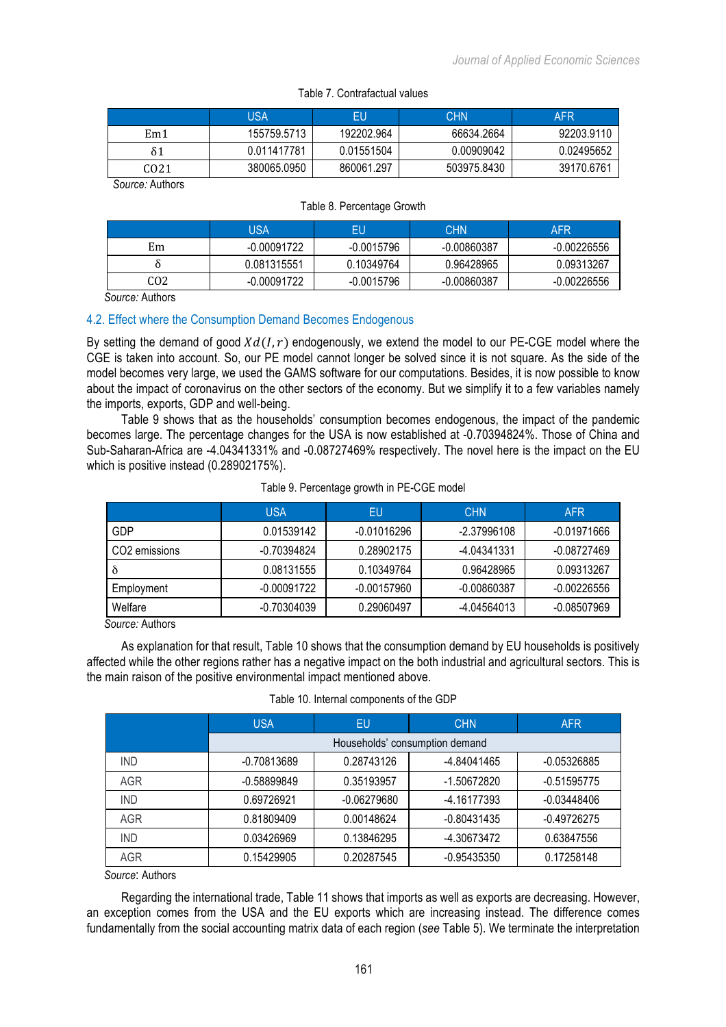Table 7. Contrafactual values

| | USA | EU | CHN | AFR |
|---|---|---|---|---|
| Em1 | 155759.5713 | 192202.964 | 66634.2664 | 92203.9110 |
| $\delta 1$ | 0.011417781 | 0.01551504 | 0.00909042 | 0.02495652 |
| CO21 | 380065.0950 | 860061.297 | 503975.8430 | 39170.6761 |

*Source:* Authors

Table 8. Percentage Growth

| | USA | EU | CHN | AFR |
|---|---|---|---|---|
| Em | -0.00091722 | -0.0015796 | -0.00860387 | -0.00226556 |
| $\delta$ | 0.081315551 | 0.10349764 | 0.96428965 | 0.09313267 |
| CO2 | -0.00091722 | -0.0015796 | -0.00860387 | -0.00226556 |

*Source:* Authors

### 4.2. Effect where the Consumption Demand Becomes Endogenous

By setting the demand of good $Xd(I, r)$ endogenously, we extend the model to our PE-CGE model where the CGE is taken into account. So, our PE model cannot longer be solved since it is not square. As the side of the model becomes very large, we used the GAMS software for our computations. Besides, it is now possible to know about the impact of coronavirus on the other sectors of the economy. But we simplify it to a few variables namely the imports, exports, GDP and well-being.

Table 9 shows that as the households' consumption becomes endogenous, the impact of the pandemic becomes large. The percentage changes for the USA is now established at -0.70394824%. Those of China and Sub-Saharan-Africa are -4.04341331% and -0.08727469% respectively. The novel here is the impact on the EU which is positive instead (0.28902175%).

Table 9. Percentage growth in PE-CGE model

| | USA | EU | CHN | AFR |
|---|---|---|---|---|
| GDP | 0.01539142 | -0.01016296 | -2.37996108 | -0.01971666 |
| CO2 emissions | -0.70394824 | 0.28902175 | -4.04341331 | -0.08727469 |
| $\delta$ | 0.08131555 | 0.10349764 | 0.96428965 | 0.09313267 |
| Employment | -0.00091722 | -0.00157960 | -0.00860387 | -0.00226556 |
| Welfare | -0.70304039 | 0.29060497 | -4.04564013 | -0.08507969 |

*Source:* Authors

As explanation for that result, Table 10 shows that the consumption demand by EU households is positively affected while the other regions rather has a negative impact on the both industrial and agricultural sectors. This is the main raison of the positive environmental impact mentioned above.

Table 10. Internal components of the GDP

| | USA | EU | CHN | AFR |
|---|---|---|---|---|
| | Households' consumption demand | | | |
| IND | -0.70813689 | 0.28743126 | -4.84041465 | -0.05326885 |
| AGR | -0.58899849 | 0.35193957 | -1.50672820 | -0.51595775 |
| IND | 0.69726921 | -0.06279680 | -4.16177393 | -0.03448406 |
| AGR | 0.81809409 | 0.00148624 | -0.80431435 | -0.49726275 |
| IND | 0.03426969 | 0.13846295 | -4.30673472 | 0.63847556 |
| AGR | 0.15429905 | 0.20287545 | -0.95435350 | 0.17258148 |

*Source*: Authors

Regarding the international trade, Table 11 shows that imports as well as exports are decreasing. However, an exception comes from the USA and the EU exports which are increasing instead. The difference comes fundamentally from the social accounting matrix data of each region (*see* Table 5). We terminate the interpretation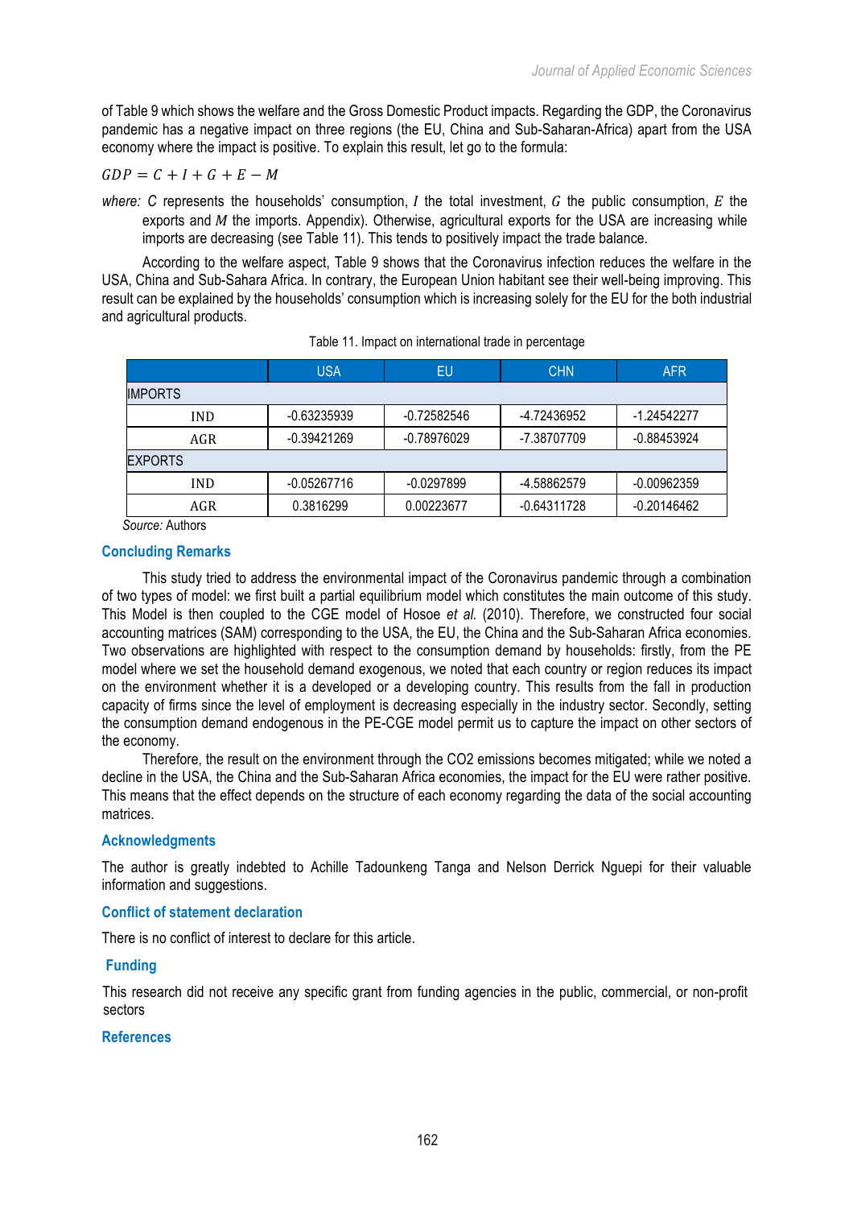of Table 9 which shows the welfare and the Gross Domestic Product impacts. Regarding the GDP, the Coronavirus pandemic has a negative impact on three regions (the EU, China and Sub-Saharan-Africa) apart from the USA economy where the impact is positive. To explain this result, let go to the formula:

$$GDP = C + I + G + E - M$$

*where:* $C$ represents the households' consumption, $I$ the total investment, $G$ the public consumption, $E$ the exports and $M$ the imports. Appendix). Otherwise, agricultural exports for the USA are increasing while imports are decreasing (see Table 11). This tends to positively impact the trade balance.

According to the welfare aspect, Table 9 shows that the Coronavirus infection reduces the welfare in the USA, China and Sub-Sahara Africa. In contrary, the European Union habitant see their well-being improving. This result can be explained by the households' consumption which is increasing solely for the EU for the both industrial and agricultural products.

Table 11. Impact on international trade in percentage

| | USA | EU | CHN | AFR |
|---|---|---|---|---|
| IMPORTS | | | | |
| IND | -0.63235939 | -0.72582546 | -4.72436952 | -1.24542277 |
| AGR | -0.39421269 | -0.78976029 | -7.38707709 | -0.88453924 |
| EXPORTS | | | | |
| IND | -0.05267716 | -0.0297899 | -4.58862579 | -0.00962359 |
| AGR | 0.3816299 | 0.00223677 | -0.64311728 | -0.20146462 |

*Source:* Authors

## Concluding Remarks

This study tried to address the environmental impact of the Coronavirus pandemic through a combination of two types of model: we first built a partial equilibrium model which constitutes the main outcome of this study. This Model is then coupled to the CGE model of Hosoe *et al.* (2010). Therefore, we constructed four social accounting matrices (SAM) corresponding to the USA, the EU, the China and the Sub-Saharan Africa economies. Two observations are highlighted with respect to the consumption demand by households: firstly, from the PE model where we set the household demand exogenous, we noted that each country or region reduces its impact on the environment whether it is a developed or a developing country. This results from the fall in production capacity of firms since the level of employment is decreasing especially in the industry sector. Secondly, setting the consumption demand endogenous in the PE-CGE model permit us to capture the impact on other sectors of the economy.

Therefore, the result on the environment through the $CO_2$ emissions becomes mitigated; while we noted a decline in the USA, the China and the Sub-Saharan Africa economies, the impact for the EU were rather positive. This means that the effect depends on the structure of each economy regarding the data of the social accounting matrices.

## Acknowledgments

The author is greatly indebted to Achille Tadounkeng Tanga and Nelson Derrick Nguepi for their valuable information and suggestions.

## Conflict of statement declaration

There is no conflict of interest to declare for this article.

## Funding

This research did not receive any specific grant from funding agencies in the public, commercial, or non-profit sectors

## References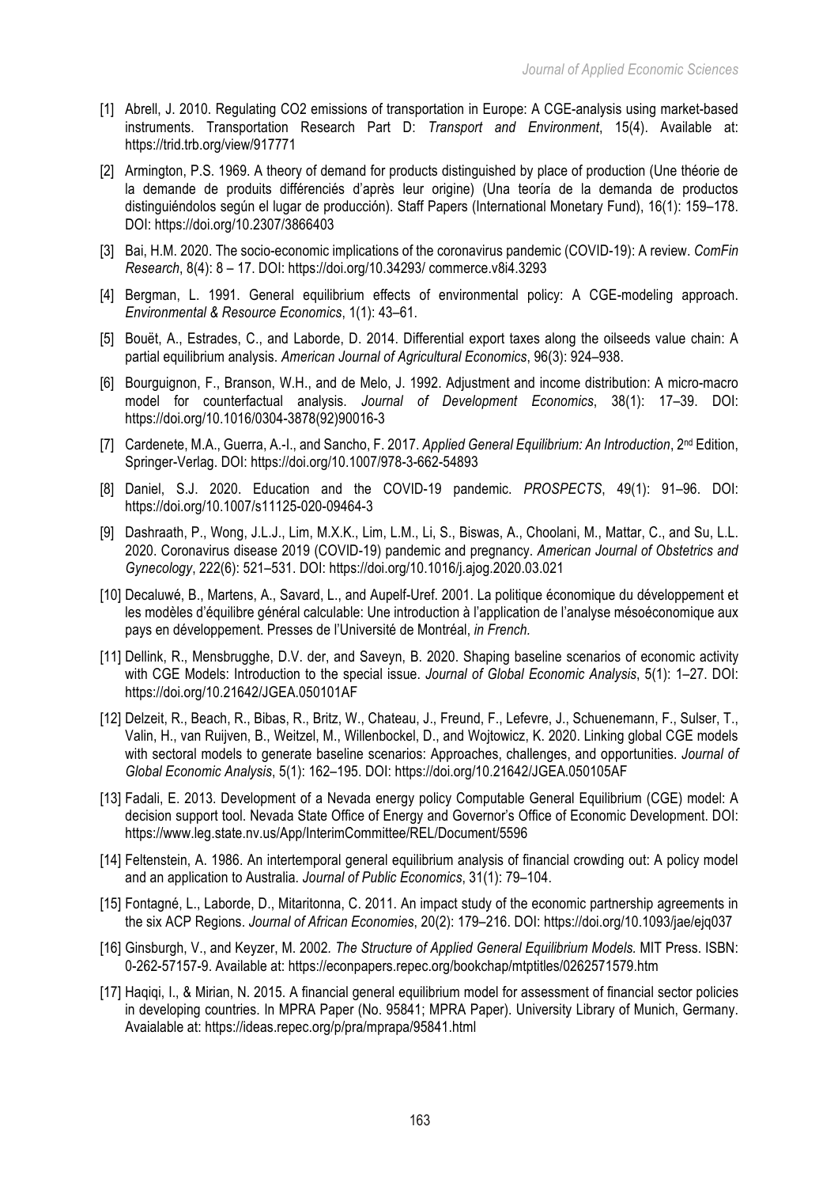[1] Abrell, J. 2010. Regulating CO2 emissions of transportation in Europe: A CGE-analysis using market-based instruments. Transportation Research Part D: *Transport and Environment*, 15(4). Available at: https://trid.trb.org/view/917771

[2] Armington, P.S. 1969. A theory of demand for products distinguished by place of production (Une théorie de la demande de produits différenciés d'après leur origine) (Una teoría de la demanda de productos distinguiéndolos según el lugar de producción). Staff Papers (International Monetary Fund), 16(1): 159–178. DOI: https://doi.org/10.2307/3866403

[3] Bai, H.M. 2020. The socio-economic implications of the coronavirus pandemic (COVID-19): A review. *ComFin Research*, 8(4): 8 – 17. DOI: https://doi.org/10.34293/ commerce.v8i4.3293

[4] Bergman, L. 1991. General equilibrium effects of environmental policy: A CGE-modeling approach. *Environmental & Resource Economics*, 1(1): 43–61.

[5] Bouët, A., Estrades, C., and Laborde, D. 2014. Differential export taxes along the oilseeds value chain: A partial equilibrium analysis. *American Journal of Agricultural Economics*, 96(3): 924–938.

[6] Bourguignon, F., Branson, W.H., and de Melo, J. 1992. Adjustment and income distribution: A micro-macro model for counterfactual analysis. *Journal of Development Economics*, 38(1): 17–39. DOI: https://doi.org/10.1016/0304-3878(92)90016-3

[7] Cardenete, M.A., Guerra, A.-I., and Sancho, F. 2017. *Applied General Equilibrium: An Introduction*, 2nd Edition, Springer-Verlag. DOI: https://doi.org/10.1007/978-3-662-54893

[8] Daniel, S.J. 2020. Education and the COVID-19 pandemic. *PROSPECTS*, 49(1): 91–96. DOI: https://doi.org/10.1007/s11125-020-09464-3

[9] Dashraath, P., Wong, J.L.J., Lim, M.X.K., Lim, L.M., Li, S., Biswas, A., Choolani, M., Mattar, C., and Su, L.L. 2020. Coronavirus disease 2019 (COVID-19) pandemic and pregnancy. *American Journal of Obstetrics and Gynecology*, 222(6): 521–531. DOI: https://doi.org/10.1016/j.ajog.2020.03.021

[10] Decaluwé, B., Martens, A., Savard, L., and Aupelf-Uref. 2001. La politique économique du développement et les modèles d'équilibre général calculable: Une introduction à l'application de l'analyse mésoéconomique aux pays en développement. Presses de l'Université de Montréal, *in French.*

[11] Dellink, R., Mensbrugghe, D.V. der, and Saveyn, B. 2020. Shaping baseline scenarios of economic activity with CGE Models: Introduction to the special issue. *Journal of Global Economic Analysis*, 5(1): 1–27. DOI: https://doi.org/10.21642/JGEA.050101AF

[12] Delzeit, R., Beach, R., Bibas, R., Britz, W., Chateau, J., Freund, F., Lefevre, J., Schuenemann, F., Sulser, T., Valin, H., van Ruijven, B., Weitzel, M., Willenbockel, D., and Wojtowicz, K. 2020. Linking global CGE models with sectoral models to generate baseline scenarios: Approaches, challenges, and opportunities. *Journal of Global Economic Analysis*, 5(1): 162–195. DOI: https://doi.org/10.21642/JGEA.050105AF

[13] Fadali, E. 2013. Development of a Nevada energy policy Computable General Equilibrium (CGE) model: A decision support tool. Nevada State Office of Energy and Governor's Office of Economic Development. DOI: https://www.leg.state.nv.us/App/InterimCommittee/REL/Document/5596

[14] Feltenstein, A. 1986. An intertemporal general equilibrium analysis of financial crowding out: A policy model and an application to Australia. *Journal of Public Economics*, 31(1): 79–104.

[15] Fontagné, L., Laborde, D., Mitaritonna, C. 2011. An impact study of the economic partnership agreements in the six ACP Regions. *Journal of African Economies*, 20(2): 179–216. DOI: https://doi.org/10.1093/jae/ejq037

[16] Ginsburgh, V., and Keyzer, M. 2002. *The Structure of Applied General Equilibrium Models*. MIT Press. ISBN: 0-262-57157-9. Available at: https://econpapers.repec.org/bookchap/mtptitles/0262571579.htm

[17] Haqiqi, I., & Mirian, N. 2015. A financial general equilibrium model for assessment of financial sector policies in developing countries. In MPRA Paper (No. 95841; MPRA Paper). University Library of Munich, Germany. Avaialable at: https://ideas.repec.org/p/pra/mprapa/95841.html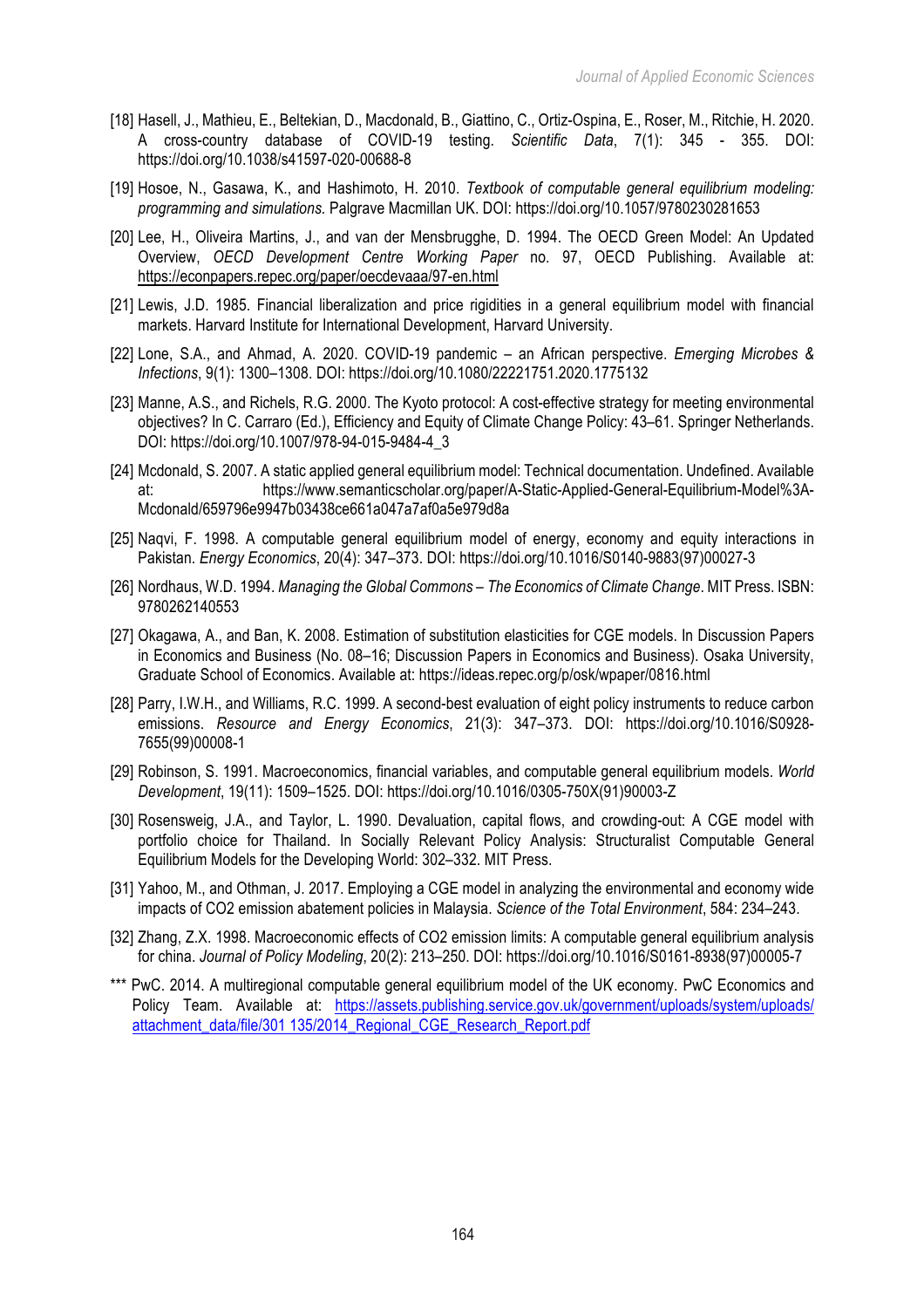[18] Hasell, J., Mathieu, E., Beltekian, D., Macdonald, B., Giattino, C., Ortiz-Ospina, E., Roser, M., Ritchie, H. 2020. A cross-country database of COVID-19 testing. *Scientific Data*, 7(1): 345 - 355. DOI: https://doi.org/10.1038/s41597-020-00688-8

[19] Hosoe, N., Gasawa, K., and Hashimoto, H. 2010. *Textbook of computable general equilibrium modeling: programming and simulations.* Palgrave Macmillan UK. DOI: https://doi.org/10.1057/9780230281653

[20] Lee, H., Oliveira Martins, J., and van der Mensbrugghe, D. 1994. The OECD Green Model: An Updated Overview, *OECD Development Centre Working Paper* no. 97, OECD Publishing. Available at: https://econpapers.repec.org/paper/oecdevaaa/97-en.html

[21] Lewis, J.D. 1985. Financial liberalization and price rigidities in a general equilibrium model with financial markets. Harvard Institute for International Development, Harvard University.

[22] Lone, S.A., and Ahmad, A. 2020. COVID-19 pandemic – an African perspective. *Emerging Microbes & Infections*, 9(1): 1300–1308. DOI: https://doi.org/10.1080/22221751.2020.1775132

[23] Manne, A.S., and Richels, R.G. 2000. The Kyoto protocol: A cost-effective strategy for meeting environmental objectives? In C. Carraro (Ed.), Efficiency and Equity of Climate Change Policy: 43–61. Springer Netherlands. DOI: https://doi.org/10.1007/978-94-015-9484-4_3

[24] Mcdonald, S. 2007. A static applied general equilibrium model: Technical documentation. Undefined. Available at: https://www.semanticscholar.org/paper/A-Static-Applied-General-Equilibrium-Model%3A-Mcdonald/659796e9947b03438ce661a047a7af0a5e979d8a

[25] Naqvi, F. 1998. A computable general equilibrium model of energy, economy and equity interactions in Pakistan. *Energy Economics*, 20(4): 347–373. DOI: https://doi.org/10.1016/S0140-9883(97)00027-3

[26] Nordhaus, W.D. 1994. *Managing the Global Commons – The Economics of Climate Change*. MIT Press. ISBN: 9780262140553

[27] Okagawa, A., and Ban, K. 2008. Estimation of substitution elasticities for CGE models. In Discussion Papers in Economics and Business (No. 08–16; Discussion Papers in Economics and Business). Osaka University, Graduate School of Economics. Available at: https://ideas.repec.org/p/osk/wpaper/0816.html

[28] Parry, I.W.H., and Williams, R.C. 1999. A second-best evaluation of eight policy instruments to reduce carbon emissions. *Resource and Energy Economics*, 21(3): 347–373. DOI: https://doi.org/10.1016/S0928-7655(99)00008-1

[29] Robinson, S. 1991. Macroeconomics, financial variables, and computable general equilibrium models. *World Development*, 19(11): 1509–1525. DOI: https://doi.org/10.1016/0305-750X(91)90003-Z

[30] Rosensweig, J.A., and Taylor, L. 1990. Devaluation, capital flows, and crowding-out: A CGE model with portfolio choice for Thailand. In Socially Relevant Policy Analysis: Structuralist Computable General Equilibrium Models for the Developing World: 302–332. MIT Press.

[31] Yahoo, M., and Othman, J. 2017. Employing a CGE model in analyzing the environmental and economy wide impacts of CO2 emission abatement policies in Malaysia. *Science of the Total Environment*, 584: 234–243.

[32] Zhang, Z.X. 1998. Macroeconomic effects of CO2 emission limits: A computable general equilibrium analysis for china. *Journal of Policy Modeling*, 20(2): 213–250. DOI: https://doi.org/10.1016/S0161-8938(97)00005-7

*** PwC. 2014. A multiregional computable general equilibrium model of the UK economy. PwC Economics and Policy Team. Available at: https://assets.publishing.service.gov.uk/government/uploads/system/uploads/attachment_data/file/301 135/2014_Regional_CGE_Research_Report.pdf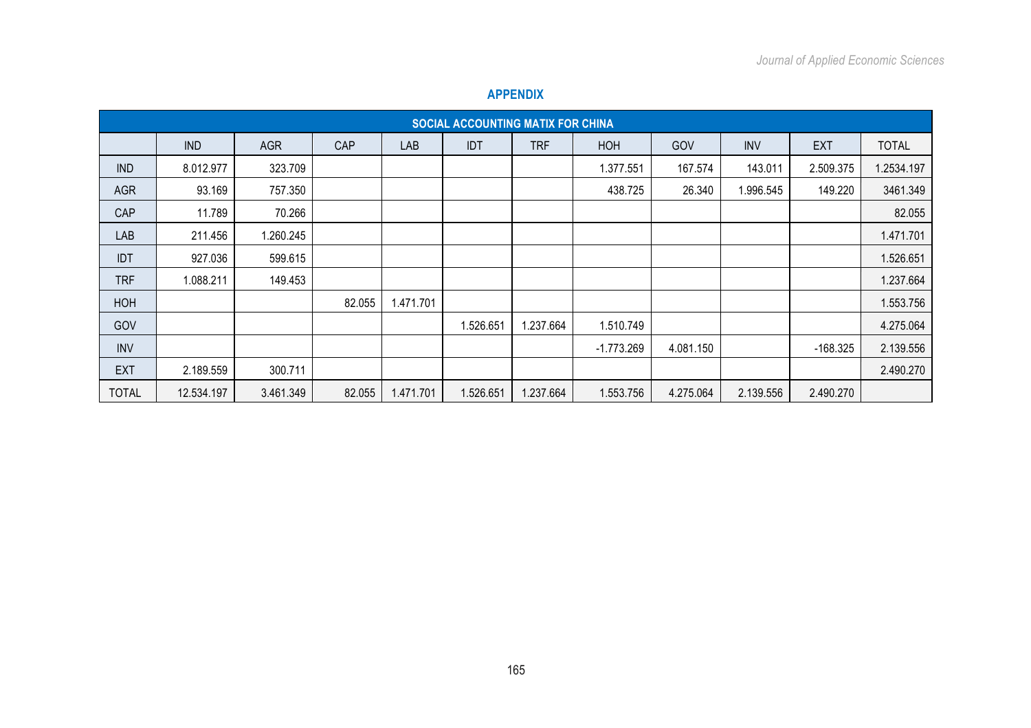## APPENDIX

| SOCIAL ACCOUNTING MATIX FOR CHINA | | | | | | | | | | | |
|---|---|---|---|---|---|---|---|---|---|---|---|
| | IND | AGR | CAP | LAB | IDT | TRF | HOH | GOV | INV | EXT | TOTAL |
| IND | 8.012.977 | 323.709 | | | | | 1.377.551 | 167.574 | 143.011 | 2.509.375 | 1.2534.197 |
| AGR | 93.169 | 757.350 | | | | | 438.725 | 26.340 | 1.996.545 | 149.220 | 3461.349 |
| CAP | 11.789 | 70.266 | | | | | | | | | 82.055 |
| LAB | 211.456 | 1.260.245 | | | | | | | | | 1.471.701 |
| IDT | 927.036 | 599.615 | | | | | | | | | 1.526.651 |
| TRF | 1.088.211 | 149.453 | | | | | | | | | 1.237.664 |
| HOH | | | 82.055 | 1.471.701 | | | | | | | 1.553.756 |
| GOV | | | | | 1.526.651 | 1.237.664 | 1.510.749 | | | | 4.275.064 |
| INV | | | | | | | -1.773.269 | 4.081.150 | | -168.325 | 2.139.556 |
| EXT | 2.189.559 | 300.711 | | | | | | | | | 2.490.270 |
| TOTAL | 12.534.197 | 3.461.349 | 82.055 | 1.471.701 | 1.526.651 | 1.237.664 | 1.553.756 | 4.275.064 | 2.139.556 | 2.490.270 | |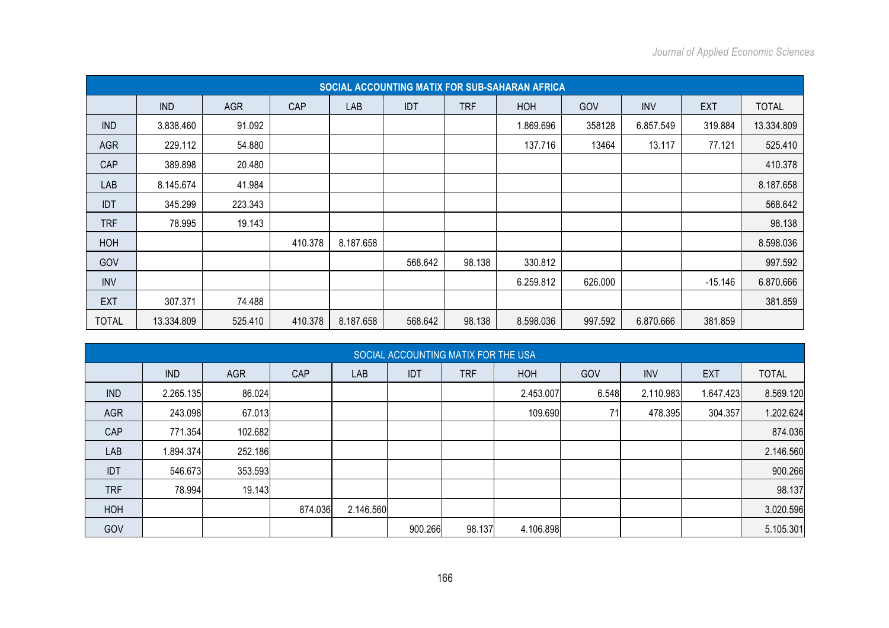| SOCIAL ACCOUNTING MATIX FOR SUB-SAHARAN AFRICA | | | | | | | | | | | |
|---|---|---|---|---|---|---|---|---|---|---|---|
| | IND | AGR | CAP | LAB | IDT | TRF | HOH | GOV | INV | EXT | TOTAL |
| IND | 3.838.460 | 91.092 | | | | | 1.869.696 | 358128 | 6.857.549 | 319.884 | 13.334.809 |
| AGR | 229.112 | 54.880 | | | | | 137.716 | 13464 | 13.117 | 77.121 | 525.410 |
| CAP | 389.898 | 20.480 | | | | | | | | | 410.378 |
| LAB | 8.145.674 | 41.984 | | | | | | | | | 8.187.658 |
| IDT | 345.299 | 223.343 | | | | | | | | | 568.642 |
| TRF | 78.995 | 19.143 | | | | | | | | | 98.138 |
| HOH | | | 410.378 | 8.187.658 | | | | | | | 8.598.036 |
| GOV | | | | | 568.642 | 98.138 | 330.812 | | | | 997.592 |
| INV | | | | | | | 6.259.812 | 626.000 | | -15.146 | 6.870.666 |
| EXT | 307.371 | 74.488 | | | | | | | | | 381.859 |
| TOTAL | 13.334.809 | 525.410 | 410.378 | 8.187.658 | 568.642 | 98.138 | 8.598.036 | 997.592 | 6.870.666 | 381.859 | |

| SOCIAL ACCOUNTING MATIX FOR THE USA | | | | | | | | | | | |
|---|---|---|---|---|---|---|---|---|---|---|---|
| | IND | AGR | CAP | LAB | IDT | TRF | HOH | GOV | INV | EXT | TOTAL |
| IND | 2.265.135 | 86.024 | | | | | 2.453.007 | 6.548 | 2.110.983 | 1.647.423 | 8.569.120 |
| AGR | 243.098 | 67.013 | | | | | 109.690 | 71 | 478.395 | 304.357 | 1.202.624 |
| CAP | 771.354 | 102.682 | | | | | | | | | 874.036 |
| LAB | 1.894.374 | 252.186 | | | | | | | | | 2.146.560 |
| IDT | 546.673 | 353.593 | | | | | | | | | 900.266 |
| TRF | 78.994 | 19.143 | | | | | | | | | 98.137 |
| HOH | | | 874.036 | 2.146.560 | | | | | | | 3.020.596 |
| GOV | | | | | 900.266 | 98.137 | 4.106.898 | | | | 5.105.301 |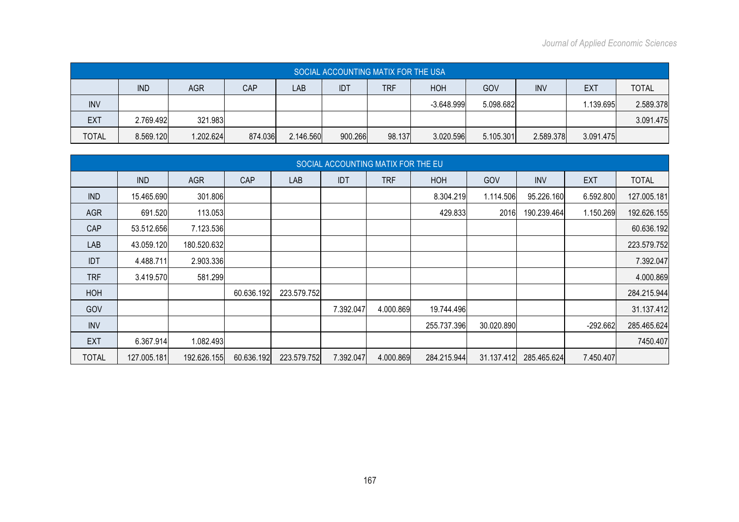| SOCIAL ACCOUNTING MATIX FOR THE USA | | | | | | | | | | | |
|---|---|---|---|---|---|---|---|---|---|---|---|
| | IND | AGR | CAP | LAB | IDT | TRF | HOH | GOV | INV | EXT | TOTAL |
| INV | | | | | | | -3.648.999 | 5.098.682 | | 1.139.695 | 2.589.378 |
| EXT | 2.769.492 | 321.983 | | | | | | | | | 3.091.475 |
| TOTAL | 8.569.120 | 1.202.624 | 874.036 | 2.146.560 | 900.266 | 98.137 | 3.020.596 | 5.105.301 | 2.589.378 | 3.091.475 | |

| SOCIAL ACCOUNTING MATIX FOR THE EU | | | | | | | | | | | |
|---|---|---|---|---|---|---|---|---|---|---|---|
| | IND | AGR | CAP | LAB | IDT | TRF | HOH | GOV | INV | EXT | TOTAL |
| IND | 15.465.690 | 301.806 | | | | | 8.304.219 | 1.114.506 | 95.226.160 | 6.592.800 | 127.005.181 |
| AGR | 691.520 | 113.053 | | | | | 429.833 | 2016 | 190.239.464 | 1.150.269 | 192.626.155 |
| CAP | 53.512.656 | 7.123.536 | | | | | | | | | 60.636.192 |
| LAB | 43.059.120 | 180.520.632 | | | | | | | | | 223.579.752 |
| IDT | 4.488.711 | 2.903.336 | | | | | | | | | 7.392.047 |
| TRF | 3.419.570 | 581.299 | | | | | | | | | 4.000.869 |
| HOH | | | 60.636.192 | 223.579.752 | | | | | | | 284.215.944 |
| GOV | | | | | 7.392.047 | 4.000.869 | 19.744.496 | | | | 31.137.412 |
| INV | | | | | | | 255.737.396 | 30.020.890 | | -292.662 | 285.465.624 |
| EXT | 6.367.914 | 1.082.493 | | | | | | | | | 7450.407 |
| TOTAL | 127.005.181 | 192.626.155 | 60.636.192 | 223.579.752 | 7.392.047 | 4.000.869 | 284.215.944 | 31.137.412 | 285.465.624 | 7.450.407 | |